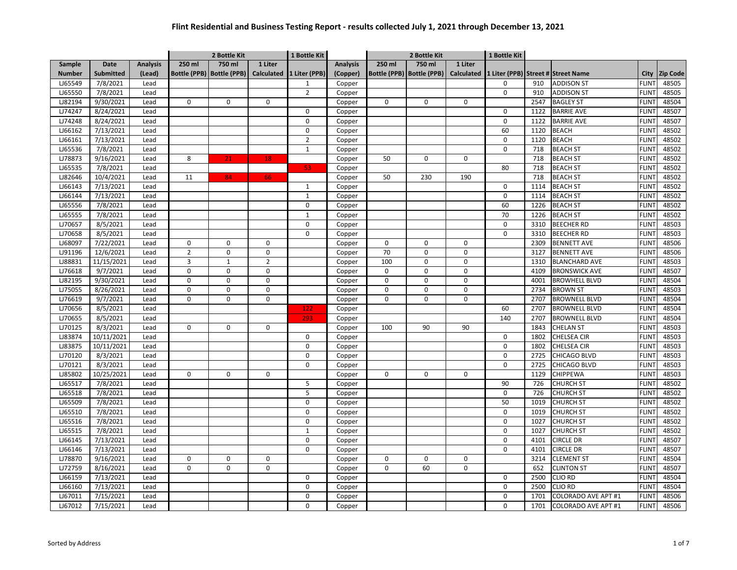# Flint Residential and Business Testing Report - results collected July 1, 2021 through December 13, 2021

| | | | 2 Bottle Kit | | | 1 Bottle Kit | | 2 Bottle Kit | | | 1 Bottle Kit | | | | |
|---|---|---|---|---|---|---|---|---|---|---|---|---|---|---|---|
| Sample Number | Date Submitted | Analysis (Lead) | 250 ml Bottle (PPB) | 750 ml Bottle (PPB) | 1 Liter Calculated | 1 Liter (PPB) | Analysis (Copper) | 250 ml Bottle (PPB) | 750 ml Bottle (PPB) | 1 Liter Calculated | 1 Liter (PPB) | Street # | Street Name | City | Zip Code |
| LJ65549 | 7/8/2021 | Lead | | | | 1 | Copper | | | | 0 | 910 | ADDISON ST | FLINT | 48505 |
| LJ65550 | 7/8/2021 | Lead | | | | 2 | Copper | | | | 0 | 910 | ADDISON ST | FLINT | 48505 |
| LJ82194 | 9/30/2021 | Lead | 0 | 0 | 0 | | Copper | 0 | 0 | 0 | | 2547 | BAGLEY ST | FLINT | 48504 |
| LJ74247 | 8/24/2021 | Lead | | | | 0 | Copper | | | | 0 | 1122 | BARRIE AVE | FLINT | 48507 |
| LJ74248 | 8/24/2021 | Lead | | | | 0 | Copper | | | | 0 | 1122 | BARRIE AVE | FLINT | 48507 |
| LJ66162 | 7/13/2021 | Lead | | | | 0 | Copper | | | | 60 | 1120 | BEACH | FLINT | 48502 |
| LJ66161 | 7/13/2021 | Lead | | | | 2 | Copper | | | | 0 | 1120 | BEACH | FLINT | 48502 |
| LJ65536 | 7/8/2021 | Lead | | | | 1 | Copper | | | | 0 | 718 | BEACH ST | FLINT | 48502 |
| LJ78873 | 9/16/2021 | Lead | 8 | 21 | 18 | | Copper | 50 | 0 | 0 | | 718 | BEACH ST | FLINT | 48502 |
| LJ65535 | 7/8/2021 | Lead | | | | 53 | Copper | | | | 80 | 718 | BEACH ST | FLINT | 48502 |
| LJ82646 | 10/4/2021 | Lead | 11 | 84 | 66 | | Copper | 50 | 230 | 190 | | 718 | BEACH ST | FLINT | 48502 |
| LJ66143 | 7/13/2021 | Lead | | | | 1 | Copper | | | | 0 | 1114 | BEACH ST | FLINT | 48502 |
| LJ66144 | 7/13/2021 | Lead | | | | 1 | Copper | | | | 0 | 1114 | BEACH ST | FLINT | 48502 |
| LJ65556 | 7/8/2021 | Lead | | | | 0 | Copper | | | | 60 | 1226 | BEACH ST | FLINT | 48502 |
| LJ65555 | 7/8/2021 | Lead | | | | 1 | Copper | | | | 70 | 1226 | BEACH ST | FLINT | 48502 |
| LJ70657 | 8/5/2021 | Lead | | | | 0 | Copper | | | | 0 | 3310 | BEECHER RD | FLINT | 48503 |
| LJ70658 | 8/5/2021 | Lead | | | | 0 | Copper | | | | 0 | 3310 | BEECHER RD | FLINT | 48503 |
| LJ68097 | 7/22/2021 | Lead | 0 | 0 | 0 | | Copper | 0 | 0 | 0 | | 2309 | BENNETT AVE | FLINT | 48506 |
| LJ91196 | 12/6/2021 | Lead | 2 | 0 | 0 | | Copper | 70 | 0 | 0 | | 3127 | BENNETT AVE | FLINT | 48506 |
| LJ88831 | 11/15/2021 | Lead | 3 | 1 | 2 | | Copper | 100 | 0 | 0 | | 1310 | BLANCHARD AVE | FLINT | 48503 |
| LJ76618 | 9/7/2021 | Lead | 0 | 0 | 0 | | Copper | 0 | 0 | 0 | | 4109 | BRONSWICK AVE | FLINT | 48507 |
| LJ82195 | 9/30/2021 | Lead | 0 | 0 | 0 | | Copper | 0 | 0 | 0 | | 4001 | BROWHELL BLVD | FLINT | 48504 |
| LJ75055 | 8/26/2021 | Lead | 0 | 0 | 0 | | Copper | 0 | 0 | 0 | | 2734 | BROWN ST | FLINT | 48503 |
| LJ76619 | 9/7/2021 | Lead | 0 | 0 | 0 | | Copper | 0 | 0 | 0 | | 2707 | BROWNELL BLVD | FLINT | 48504 |
| LJ70656 | 8/5/2021 | Lead | | | | 122 | Copper | | | | 60 | 2707 | BROWNELL BLVD | FLINT | 48504 |
| LJ70655 | 8/5/2021 | Lead | | | | 293 | Copper | | | | 140 | 2707 | BROWNELL BLVD | FLINT | 48504 |
| LJ70125 | 8/3/2021 | Lead | 0 | 0 | 0 | | Copper | 100 | 90 | 90 | | 1843 | CHELAN ST | FLINT | 48503 |
| LJ83874 | 10/11/2021 | Lead | | | | 0 | Copper | | | | 0 | 1802 | CHELSEA CIR | FLINT | 48503 |
| LJ83875 | 10/11/2021 | Lead | | | | 0 | Copper | | | | 0 | 1802 | CHELSEA CIR | FLINT | 48503 |
| LJ70120 | 8/3/2021 | Lead | | | | 0 | Copper | | | | 0 | 2725 | CHICAGO BLVD | FLINT | 48503 |
| LJ70121 | 8/3/2021 | Lead | | | | 0 | Copper | | | | 0 | 2725 | CHICAGO BLVD | FLINT | 48503 |
| LJ85802 | 10/25/2021 | Lead | 0 | 0 | 0 | | Copper | 0 | 0 | 0 | | 1129 | CHIPPEWA | FLINT | 48503 |
| LJ65517 | 7/8/2021 | Lead | | | | 5 | Copper | | | | 90 | 726 | CHURCH ST | FLINT | 48502 |
| LJ65518 | 7/8/2021 | Lead | | | | 5 | Copper | | | | 0 | 726 | CHURCH ST | FLINT | 48502 |
| LJ65509 | 7/8/2021 | Lead | | | | 0 | Copper | | | | 50 | 1019 | CHURCH ST | FLINT | 48502 |
| LJ65510 | 7/8/2021 | Lead | | | | 0 | Copper | | | | 0 | 1019 | CHURCH ST | FLINT | 48502 |
| LJ65516 | 7/8/2021 | Lead | | | | 0 | Copper | | | | 0 | 1027 | CHURCH ST | FLINT | 48502 |
| LJ65515 | 7/8/2021 | Lead | | | | 1 | Copper | | | | 0 | 1027 | CHURCH ST | FLINT | 48502 |
| LJ66145 | 7/13/2021 | Lead | | | | 0 | Copper | | | | 0 | 4101 | CIRCLE DR | FLINT | 48507 |
| LJ66146 | 7/13/2021 | Lead | | | | 0 | Copper | | | | 0 | 4101 | CIRCLE DR | FLINT | 48507 |
| LJ78870 | 9/16/2021 | Lead | 0 | 0 | 0 | | Copper | 0 | 0 | 0 | | 3214 | CLEMENT ST | FLINT | 48504 |
| LJ72759 | 8/16/2021 | Lead | 0 | 0 | 0 | | Copper | 0 | 60 | 0 | | 652 | CLINTON ST | FLINT | 48507 |
| LJ66159 | 7/13/2021 | Lead | | | | 0 | Copper | | | | 0 | 2500 | CLIO RD | FLINT | 48504 |
| LJ66160 | 7/13/2021 | Lead | | | | 0 | Copper | | | | 0 | 2500 | CLIO RD | FLINT | 48504 |
| LJ67011 | 7/15/2021 | Lead | | | | 0 | Copper | | | | 0 | 1701 | COLORADO AVE APT #1 | FLINT | 48506 |
| LJ67012 | 7/15/2021 | Lead | | | | 0 | Copper | | | | 0 | 1701 | COLORADO AVE APT #1 | FLINT | 48506 |

Sorted by Address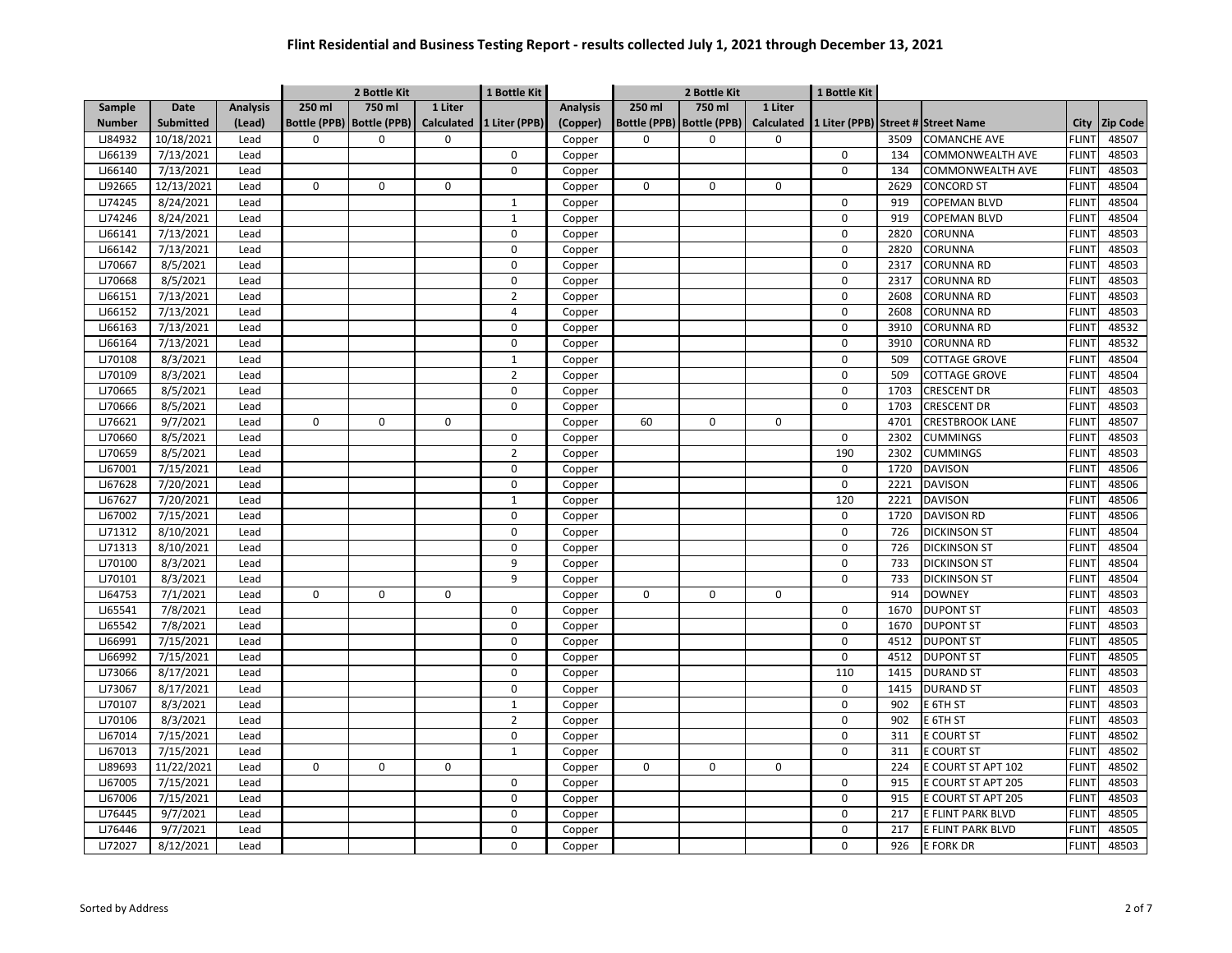# Flint Residential and Business Testing Report - results collected July 1, 2021 through December 13, 2021

| | | | 2 Bottle Kit | | | 1 Bottle Kit | | 2 Bottle Kit | | | 1 Bottle Kit | | | | |
|---|---|---|---|---|---|---|---|---|---|---|---|---|---|---|---|
| Sample Number | Date Submitted | Analysis (Lead) | 250 ml Bottle (PPB) | 750 ml Bottle (PPB) | 1 Liter Calculated | 1 Liter (PPB) | Analysis (Copper) | 250 ml Bottle (PPB) | 750 ml Bottle (PPB) | 1 Liter Calculated | 1 Liter (PPB) | Street # | Street Name | City | Zip Code |
| LJ84932 | 10/18/2021 | Lead | 0 | 0 | 0 | | Copper | 0 | 0 | 0 | | 3509 | COMANCHE AVE | FLINT | 48507 |
| LJ66139 | 7/13/2021 | Lead | | | | 0 | Copper | | | | 0 | 134 | COMMONWEALTH AVE | FLINT | 48503 |
| LJ66140 | 7/13/2021 | Lead | | | | 0 | Copper | | | | 0 | 134 | COMMONWEALTH AVE | FLINT | 48503 |
| LJ92665 | 12/13/2021 | Lead | 0 | 0 | 0 | | Copper | 0 | 0 | 0 | | 2629 | CONCORD ST | FLINT | 48504 |
| LJ74245 | 8/24/2021 | Lead | | | | 1 | Copper | | | | 0 | 919 | COPEMAN BLVD | FLINT | 48504 |
| LJ74246 | 8/24/2021 | Lead | | | | 1 | Copper | | | | 0 | 919 | COPEMAN BLVD | FLINT | 48504 |
| LJ66141 | 7/13/2021 | Lead | | | | 0 | Copper | | | | 0 | 2820 | CORUNNA | FLINT | 48503 |
| LJ66142 | 7/13/2021 | Lead | | | | 0 | Copper | | | | 0 | 2820 | CORUNNA | FLINT | 48503 |
| LJ70667 | 8/5/2021 | Lead | | | | 0 | Copper | | | | 0 | 2317 | CORUNNA RD | FLINT | 48503 |
| LJ70668 | 8/5/2021 | Lead | | | | 0 | Copper | | | | 0 | 2317 | CORUNNA RD | FLINT | 48503 |
| LJ66151 | 7/13/2021 | Lead | | | | 2 | Copper | | | | 0 | 2608 | CORUNNA RD | FLINT | 48503 |
| LJ66152 | 7/13/2021 | Lead | | | | 4 | Copper | | | | 0 | 2608 | CORUNNA RD | FLINT | 48503 |
| LJ66163 | 7/13/2021 | Lead | | | | 0 | Copper | | | | 0 | 3910 | CORUNNA RD | FLINT | 48532 |
| LJ66164 | 7/13/2021 | Lead | | | | 0 | Copper | | | | 0 | 3910 | CORUNNA RD | FLINT | 48532 |
| LJ70108 | 8/3/2021 | Lead | | | | 1 | Copper | | | | 0 | 509 | COTTAGE GROVE | FLINT | 48504 |
| LJ70109 | 8/3/2021 | Lead | | | | 2 | Copper | | | | 0 | 509 | COTTAGE GROVE | FLINT | 48504 |
| LJ70665 | 8/5/2021 | Lead | | | | 0 | Copper | | | | 0 | 1703 | CRESCENT DR | FLINT | 48503 |
| LJ70666 | 8/5/2021 | Lead | | | | 0 | Copper | | | | 0 | 1703 | CRESCENT DR | FLINT | 48503 |
| LJ76621 | 9/7/2021 | Lead | 0 | 0 | 0 | | Copper | 60 | 0 | 0 | | 4701 | CRESTBROOK LANE | FLINT | 48507 |
| LJ70660 | 8/5/2021 | Lead | | | | 0 | Copper | | | | 0 | 2302 | CUMMINGS | FLINT | 48503 |
| LJ70659 | 8/5/2021 | Lead | | | | 2 | Copper | | | | 190 | 2302 | CUMMINGS | FLINT | 48503 |
| LJ67001 | 7/15/2021 | Lead | | | | 0 | Copper | | | | 0 | 1720 | DAVISON | FLINT | 48506 |
| LJ67628 | 7/20/2021 | Lead | | | | 0 | Copper | | | | 0 | 2221 | DAVISON | FLINT | 48506 |
| LJ67627 | 7/20/2021 | Lead | | | | 1 | Copper | | | | 120 | 2221 | DAVISON | FLINT | 48506 |
| LJ67002 | 7/15/2021 | Lead | | | | 0 | Copper | | | | 0 | 1720 | DAVISON RD | FLINT | 48506 |
| LJ71312 | 8/10/2021 | Lead | | | | 0 | Copper | | | | 0 | 726 | DICKINSON ST | FLINT | 48504 |
| LJ71313 | 8/10/2021 | Lead | | | | 0 | Copper | | | | 0 | 726 | DICKINSON ST | FLINT | 48504 |
| LJ70100 | 8/3/2021 | Lead | | | | 9 | Copper | | | | 0 | 733 | DICKINSON ST | FLINT | 48504 |
| LJ70101 | 8/3/2021 | Lead | | | | 9 | Copper | | | | 0 | 733 | DICKINSON ST | FLINT | 48504 |
| LJ64753 | 7/1/2021 | Lead | 0 | 0 | 0 | | Copper | 0 | 0 | 0 | | 914 | DOWNEY | FLINT | 48503 |
| LJ65541 | 7/8/2021 | Lead | | | | 0 | Copper | | | | 0 | 1670 | DUPONT ST | FLINT | 48503 |
| LJ65542 | 7/8/2021 | Lead | | | | 0 | Copper | | | | 0 | 1670 | DUPONT ST | FLINT | 48503 |
| LJ66991 | 7/15/2021 | Lead | | | | 0 | Copper | | | | 0 | 4512 | DUPONT ST | FLINT | 48505 |
| LJ66992 | 7/15/2021 | Lead | | | | 0 | Copper | | | | 0 | 4512 | DUPONT ST | FLINT | 48505 |
| LJ73066 | 8/17/2021 | Lead | | | | 0 | Copper | | | | 110 | 1415 | DURAND ST | FLINT | 48503 |
| LJ73067 | 8/17/2021 | Lead | | | | 0 | Copper | | | | 0 | 1415 | DURAND ST | FLINT | 48503 |
| LJ70107 | 8/3/2021 | Lead | | | | 1 | Copper | | | | 0 | 902 | E 6TH ST | FLINT | 48503 |
| LJ70106 | 8/3/2021 | Lead | | | | 2 | Copper | | | | 0 | 902 | E 6TH ST | FLINT | 48503 |
| LJ67014 | 7/15/2021 | Lead | | | | 0 | Copper | | | | 0 | 311 | E COURT ST | FLINT | 48502 |
| LJ67013 | 7/15/2021 | Lead | | | | 1 | Copper | | | | 0 | 311 | E COURT ST | FLINT | 48502 |
| LJ89693 | 11/22/2021 | Lead | 0 | 0 | 0 | | Copper | 0 | 0 | 0 | | 224 | E COURT ST APT 102 | FLINT | 48502 |
| LJ67005 | 7/15/2021 | Lead | | | | 0 | Copper | | | | 0 | 915 | E COURT ST APT 205 | FLINT | 48503 |
| LJ67006 | 7/15/2021 | Lead | | | | 0 | Copper | | | | 0 | 915 | E COURT ST APT 205 | FLINT | 48503 |
| LJ76445 | 9/7/2021 | Lead | | | | 0 | Copper | | | | 0 | 217 | E FLINT PARK BLVD | FLINT | 48505 |
| LJ76446 | 9/7/2021 | Lead | | | | 0 | Copper | | | | 0 | 217 | E FLINT PARK BLVD | FLINT | 48505 |
| LJ72027 | 8/12/2021 | Lead | | | | 0 | Copper | | | | 0 | 926 | E FORK DR | FLINT | 48503 |

Sorted by Address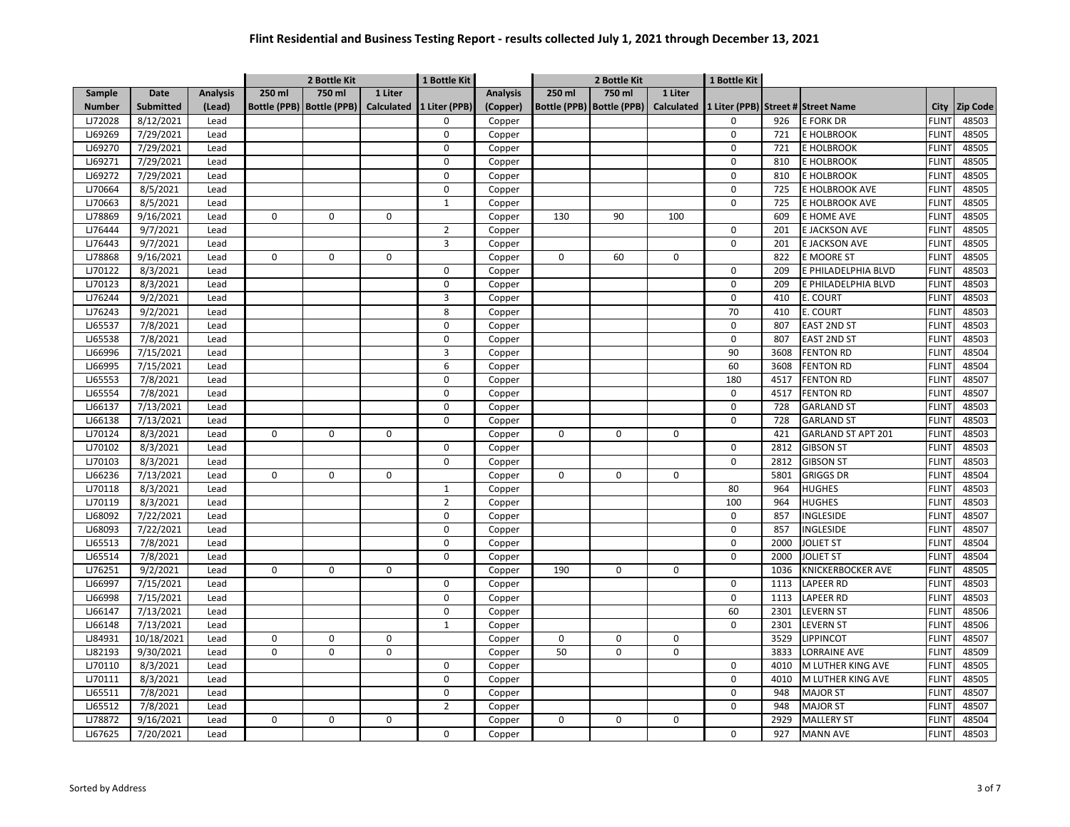# Flint Residential and Business Testing Report - results collected July 1, 2021 through December 13, 2021

| Sample | Date | Analysis | 2 Bottle Kit | | | 1 Bottle Kit | Analysis | 2 Bottle Kit | | | 1 Bottle Kit | | | | |
|---|---|---|---|---|---|---|---|---|---|---|---|---|---|---|---|
| Number | Submitted | (Lead) | 250 ml Bottle (PPB) | 750 ml Bottle (PPB) | 1 Liter Calculated | 1 Liter (PPB) | (Copper) | 250 ml Bottle (PPB) | 750 ml Bottle (PPB) | 1 Liter Calculated | 1 Liter (PPB) | Street # | Street Name | City | Zip Code |
| LJ72028 | 8/12/2021 | Lead | | | | 0 | Copper | | | | 0 | 926 | E FORK DR | FLINT | 48503 |
| LJ69269 | 7/29/2021 | Lead | | | | 0 | Copper | | | | 0 | 721 | E HOLBROOK | FLINT | 48505 |
| LJ69270 | 7/29/2021 | Lead | | | | 0 | Copper | | | | 0 | 721 | E HOLBROOK | FLINT | 48505 |
| LJ69271 | 7/29/2021 | Lead | | | | 0 | Copper | | | | 0 | 810 | E HOLBROOK | FLINT | 48505 |
| LJ69272 | 7/29/2021 | Lead | | | | 0 | Copper | | | | 0 | 810 | E HOLBROOK | FLINT | 48505 |
| LJ70664 | 8/5/2021 | Lead | | | | 0 | Copper | | | | 0 | 725 | E HOLBROOK AVE | FLINT | 48505 |
| LJ70663 | 8/5/2021 | Lead | | | | 1 | Copper | | | | 0 | 725 | E HOLBROOK AVE | FLINT | 48505 |
| LJ78869 | 9/16/2021 | Lead | 0 | 0 | 0 | | Copper | 130 | 90 | 100 | | 609 | E HOME AVE | FLINT | 48505 |
| LJ76444 | 9/7/2021 | Lead | | | | 2 | Copper | | | | 0 | 201 | E JACKSON AVE | FLINT | 48505 |
| LJ76443 | 9/7/2021 | Lead | | | | 3 | Copper | | | | 0 | 201 | E JACKSON AVE | FLINT | 48505 |
| LJ78868 | 9/16/2021 | Lead | 0 | 0 | 0 | | Copper | 0 | 60 | 0 | | 822 | E MOORE ST | FLINT | 48505 |
| LJ70122 | 8/3/2021 | Lead | | | | 0 | Copper | | | | 0 | 209 | E PHILADELPHIA BLVD | FLINT | 48503 |
| LJ70123 | 8/3/2021 | Lead | | | | 0 | Copper | | | | 0 | 209 | E PHILADELPHIA BLVD | FLINT | 48503 |
| LJ76244 | 9/2/2021 | Lead | | | | 3 | Copper | | | | 0 | 410 | E. COURT | FLINT | 48503 |
| LJ76243 | 9/2/2021 | Lead | | | | 8 | Copper | | | | 70 | 410 | E. COURT | FLINT | 48503 |
| LJ65537 | 7/8/2021 | Lead | | | | 0 | Copper | | | | 0 | 807 | EAST 2ND ST | FLINT | 48503 |
| LJ65538 | 7/8/2021 | Lead | | | | 0 | Copper | | | | 0 | 807 | EAST 2ND ST | FLINT | 48503 |
| LJ66996 | 7/15/2021 | Lead | | | | 3 | Copper | | | | 90 | 3608 | FENTON RD | FLINT | 48504 |
| LJ66995 | 7/15/2021 | Lead | | | | 6 | Copper | | | | 60 | 3608 | FENTON RD | FLINT | 48504 |
| LJ65553 | 7/8/2021 | Lead | | | | 0 | Copper | | | | 180 | 4517 | FENTON RD | FLINT | 48507 |
| LJ65554 | 7/8/2021 | Lead | | | | 0 | Copper | | | | 0 | 4517 | FENTON RD | FLINT | 48507 |
| LJ66137 | 7/13/2021 | Lead | | | | 0 | Copper | | | | 0 | 728 | GARLAND ST | FLINT | 48503 |
| LJ66138 | 7/13/2021 | Lead | | | | 0 | Copper | | | | 0 | 728 | GARLAND ST | FLINT | 48503 |
| LJ70124 | 8/3/2021 | Lead | 0 | 0 | 0 | | Copper | 0 | 0 | 0 | | 421 | GARLAND ST APT 201 | FLINT | 48503 |
| LJ70102 | 8/3/2021 | Lead | | | | 0 | Copper | | | | 0 | 2812 | GIBSON ST | FLINT | 48503 |
| LJ70103 | 8/3/2021 | Lead | | | | 0 | Copper | | | | 0 | 2812 | GIBSON ST | FLINT | 48503 |
| LJ66236 | 7/13/2021 | Lead | 0 | 0 | 0 | | Copper | 0 | 0 | 0 | | 5801 | GRIGGS DR | FLINT | 48504 |
| LJ70118 | 8/3/2021 | Lead | | | | 1 | Copper | | | | 80 | 964 | HUGHES | FLINT | 48503 |
| LJ70119 | 8/3/2021 | Lead | | | | 2 | Copper | | | | 100 | 964 | HUGHES | FLINT | 48503 |
| LJ68092 | 7/22/2021 | Lead | | | | 0 | Copper | | | | 0 | 857 | INGLESIDE | FLINT | 48507 |
| LJ68093 | 7/22/2021 | Lead | | | | 0 | Copper | | | | 0 | 857 | INGLESIDE | FLINT | 48507 |
| LJ65513 | 7/8/2021 | Lead | | | | 0 | Copper | | | | 0 | 2000 | JOLIET ST | FLINT | 48504 |
| LJ65514 | 7/8/2021 | Lead | | | | 0 | Copper | | | | 0 | 2000 | JOLIET ST | FLINT | 48504 |
| LJ76251 | 9/2/2021 | Lead | 0 | 0 | 0 | | Copper | 190 | 0 | 0 | | 1036 | KNICKERBOCKER AVE | FLINT | 48505 |
| LJ66997 | 7/15/2021 | Lead | | | | 0 | Copper | | | | 0 | 1113 | LAPEER RD | FLINT | 48503 |
| LJ66998 | 7/15/2021 | Lead | | | | 0 | Copper | | | | 0 | 1113 | LAPEER RD | FLINT | 48503 |
| LJ66147 | 7/13/2021 | Lead | | | | 0 | Copper | | | | 60 | 2301 | LEVERN ST | FLINT | 48506 |
| LJ66148 | 7/13/2021 | Lead | | | | 1 | Copper | | | | 0 | 2301 | LEVERN ST | FLINT | 48506 |
| LJ84931 | 10/18/2021 | Lead | 0 | 0 | 0 | | Copper | 0 | 0 | 0 | | 3529 | LIPPINCOT | FLINT | 48507 |
| LJ82193 | 9/30/2021 | Lead | 0 | 0 | 0 | | Copper | 50 | 0 | 0 | | 3833 | LORRAINE AVE | FLINT | 48509 |
| LJ70110 | 8/3/2021 | Lead | | | | 0 | Copper | | | | 0 | 4010 | M LUTHER KING AVE | FLINT | 48505 |
| LJ70111 | 8/3/2021 | Lead | | | | 0 | Copper | | | | 0 | 4010 | M LUTHER KING AVE | FLINT | 48505 |
| LJ65511 | 7/8/2021 | Lead | | | | 0 | Copper | | | | 0 | 948 | MAJOR ST | FLINT | 48507 |
| LJ65512 | 7/8/2021 | Lead | | | | 2 | Copper | | | | 0 | 948 | MAJOR ST | FLINT | 48507 |
| LJ78872 | 9/16/2021 | Lead | 0 | 0 | 0 | | Copper | 0 | 0 | 0 | | 2929 | MALLERY ST | FLINT | 48504 |
| LJ67625 | 7/20/2021 | Lead | | | | 0 | Copper | | | | 0 | 927 | MANN AVE | FLINT | 48503 |

Sorted by Address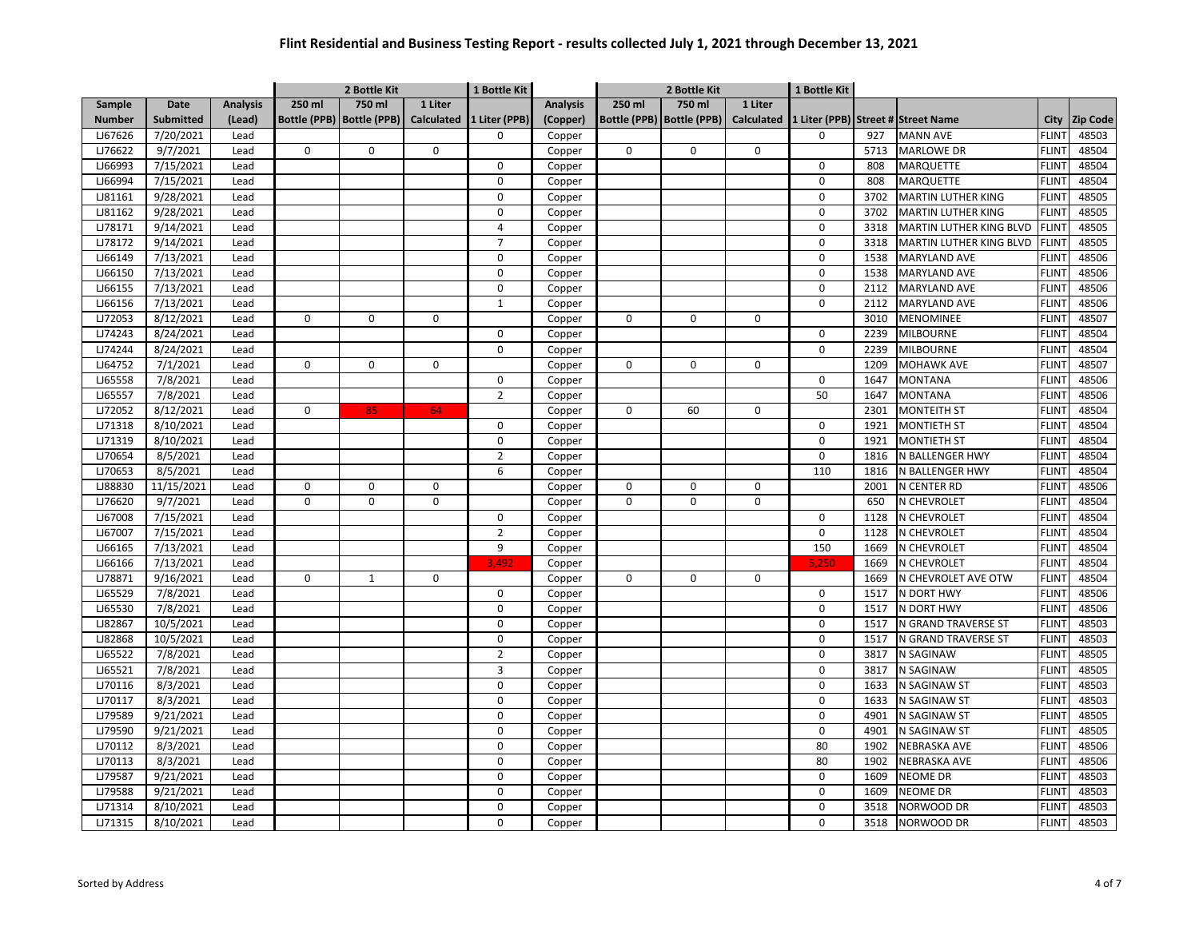# Flint Residential and Business Testing Report - results collected July 1, 2021 through December 13, 2021

| | | | 2 Bottle Kit | | | 1 Bottle Kit | | 2 Bottle Kit | | | 1 Bottle Kit | | | | |
|---|---|---|---|---|---|---|---|---|---|---|---|---|---|---|---|
| Sample Number | Date Submitted | Analysis (Lead) | 250 ml Bottle (PPB) | 750 ml Bottle (PPB) | 1 Liter Calculated | 1 Liter (PPB) | Analysis (Copper) | 250 ml Bottle (PPB) | 750 ml Bottle (PPB) | 1 Liter Calculated | 1 Liter (PPB) | Street # | Street Name | City | Zip Code |
| LJ67626 | 7/20/2021 | Lead | | | | 0 | Copper | | | | 0 | 927 | MANN AVE | FLINT | 48503 |
| LJ76622 | 9/7/2021 | Lead | 0 | 0 | 0 | | Copper | 0 | 0 | 0 | | 5713 | MARLOWE DR | FLINT | 48504 |
| LJ66993 | 7/15/2021 | Lead | | | | 0 | Copper | | | | 0 | 808 | MARQUETTE | FLINT | 48504 |
| LJ66994 | 7/15/2021 | Lead | | | | 0 | Copper | | | | 0 | 808 | MARQUETTE | FLINT | 48504 |
| LJ81161 | 9/28/2021 | Lead | | | | 0 | Copper | | | | 0 | 3702 | MARTIN LUTHER KING | FLINT | 48505 |
| LJ81162 | 9/28/2021 | Lead | | | | 0 | Copper | | | | 0 | 3702 | MARTIN LUTHER KING | FLINT | 48505 |
| LJ78171 | 9/14/2021 | Lead | | | | 4 | Copper | | | | 0 | 3318 | MARTIN LUTHER KING BLVD | FLINT | 48505 |
| LJ78172 | 9/14/2021 | Lead | | | | 7 | Copper | | | | 0 | 3318 | MARTIN LUTHER KING BLVD | FLINT | 48505 |
| LJ66149 | 7/13/2021 | Lead | | | | 0 | Copper | | | | 0 | 1538 | MARYLAND AVE | FLINT | 48506 |
| LJ66150 | 7/13/2021 | Lead | | | | 0 | Copper | | | | 0 | 1538 | MARYLAND AVE | FLINT | 48506 |
| LJ66155 | 7/13/2021 | Lead | | | | 0 | Copper | | | | 0 | 2112 | MARYLAND AVE | FLINT | 48506 |
| LJ66156 | 7/13/2021 | Lead | | | | 1 | Copper | | | | 0 | 2112 | MARYLAND AVE | FLINT | 48506 |
| LJ72053 | 8/12/2021 | Lead | 0 | 0 | 0 | | Copper | 0 | 0 | 0 | | 3010 | MENOMINEE | FLINT | 48507 |
| LJ74243 | 8/24/2021 | Lead | | | | 0 | Copper | | | | 0 | 2239 | MILBOURNE | FLINT | 48504 |
| LJ74244 | 8/24/2021 | Lead | | | | 0 | Copper | | | | 0 | 2239 | MILBOURNE | FLINT | 48504 |
| LJ64752 | 7/1/2021 | Lead | 0 | 0 | 0 | | Copper | 0 | 0 | 0 | | 1209 | MOHAWK AVE | FLINT | 48507 |
| LJ65558 | 7/8/2021 | Lead | | | | 0 | Copper | | | | 0 | 1647 | MONTANA | FLINT | 48506 |
| LJ65557 | 7/8/2021 | Lead | | | | 2 | Copper | | | | 50 | 1647 | MONTANA | FLINT | 48506 |
| LJ72052 | 8/12/2021 | Lead | 0 | 85 | 64 | | Copper | 0 | 60 | 0 | | 2301 | MONTEITH ST | FLINT | 48504 |
| LJ71318 | 8/10/2021 | Lead | | | | 0 | Copper | | | | 0 | 1921 | MONTIETH ST | FLINT | 48504 |
| LJ71319 | 8/10/2021 | Lead | | | | 0 | Copper | | | | 0 | 1921 | MONTIETH ST | FLINT | 48504 |
| LJ70654 | 8/5/2021 | Lead | | | | 2 | Copper | | | | 0 | 1816 | N BALLENGER HWY | FLINT | 48504 |
| LJ70653 | 8/5/2021 | Lead | | | | 6 | Copper | | | | 110 | 1816 | N BALLENGER HWY | FLINT | 48504 |
| LJ88830 | 11/15/2021 | Lead | 0 | 0 | 0 | | Copper | 0 | 0 | 0 | | 2001 | N CENTER RD | FLINT | 48506 |
| LJ76620 | 9/7/2021 | Lead | 0 | 0 | 0 | | Copper | 0 | 0 | 0 | | 650 | N CHEVROLET | FLINT | 48504 |
| LJ67008 | 7/15/2021 | Lead | | | | 0 | Copper | | | | 0 | 1128 | N CHEVROLET | FLINT | 48504 |
| LJ67007 | 7/15/2021 | Lead | | | | 2 | Copper | | | | 0 | 1128 | N CHEVROLET | FLINT | 48504 |
| LJ66165 | 7/13/2021 | Lead | | | | 9 | Copper | | | | 150 | 1669 | N CHEVROLET | FLINT | 48504 |
| LJ66166 | 7/13/2021 | Lead | | | | 3,492 | Copper | | | | 5,250 | 1669 | N CHEVROLET | FLINT | 48504 |
| LJ78871 | 9/16/2021 | Lead | 0 | 1 | 0 | | Copper | 0 | 0 | 0 | | 1669 | N CHEVROLET AVE OTW | FLINT | 48504 |
| LJ65529 | 7/8/2021 | Lead | | | | 0 | Copper | | | | 0 | 1517 | N DORT HWY | FLINT | 48506 |
| LJ65530 | 7/8/2021 | Lead | | | | 0 | Copper | | | | 0 | 1517 | N DORT HWY | FLINT | 48506 |
| LJ82867 | 10/5/2021 | Lead | | | | 0 | Copper | | | | 0 | 1517 | N GRAND TRAVERSE ST | FLINT | 48503 |
| LJ82868 | 10/5/2021 | Lead | | | | 0 | Copper | | | | 0 | 1517 | N GRAND TRAVERSE ST | FLINT | 48503 |
| LJ65522 | 7/8/2021 | Lead | | | | 2 | Copper | | | | 0 | 3817 | N SAGINAW | FLINT | 48505 |
| LJ65521 | 7/8/2021 | Lead | | | | 3 | Copper | | | | 0 | 3817 | N SAGINAW | FLINT | 48505 |
| LJ70116 | 8/3/2021 | Lead | | | | 0 | Copper | | | | 0 | 1633 | N SAGINAW ST | FLINT | 48503 |
| LJ70117 | 8/3/2021 | Lead | | | | 0 | Copper | | | | 0 | 1633 | N SAGINAW ST | FLINT | 48503 |
| LJ79589 | 9/21/2021 | Lead | | | | 0 | Copper | | | | 0 | 4901 | N SAGINAW ST | FLINT | 48505 |
| LJ79590 | 9/21/2021 | Lead | | | | 0 | Copper | | | | 0 | 4901 | N SAGINAW ST | FLINT | 48505 |
| LJ70112 | 8/3/2021 | Lead | | | | 0 | Copper | | | | 80 | 1902 | NEBRASKA AVE | FLINT | 48506 |
| LJ70113 | 8/3/2021 | Lead | | | | 0 | Copper | | | | 80 | 1902 | NEBRASKA AVE | FLINT | 48506 |
| LJ79587 | 9/21/2021 | Lead | | | | 0 | Copper | | | | 0 | 1609 | NEOME DR | FLINT | 48503 |
| LJ79588 | 9/21/2021 | Lead | | | | 0 | Copper | | | | 0 | 1609 | NEOME DR | FLINT | 48503 |
| LJ71314 | 8/10/2021 | Lead | | | | 0 | Copper | | | | 0 | 3518 | NORWOOD DR | FLINT | 48503 |
| LJ71315 | 8/10/2021 | Lead | | | | 0 | Copper | | | | 0 | 3518 | NORWOOD DR | FLINT | 48503 |

Sorted by Address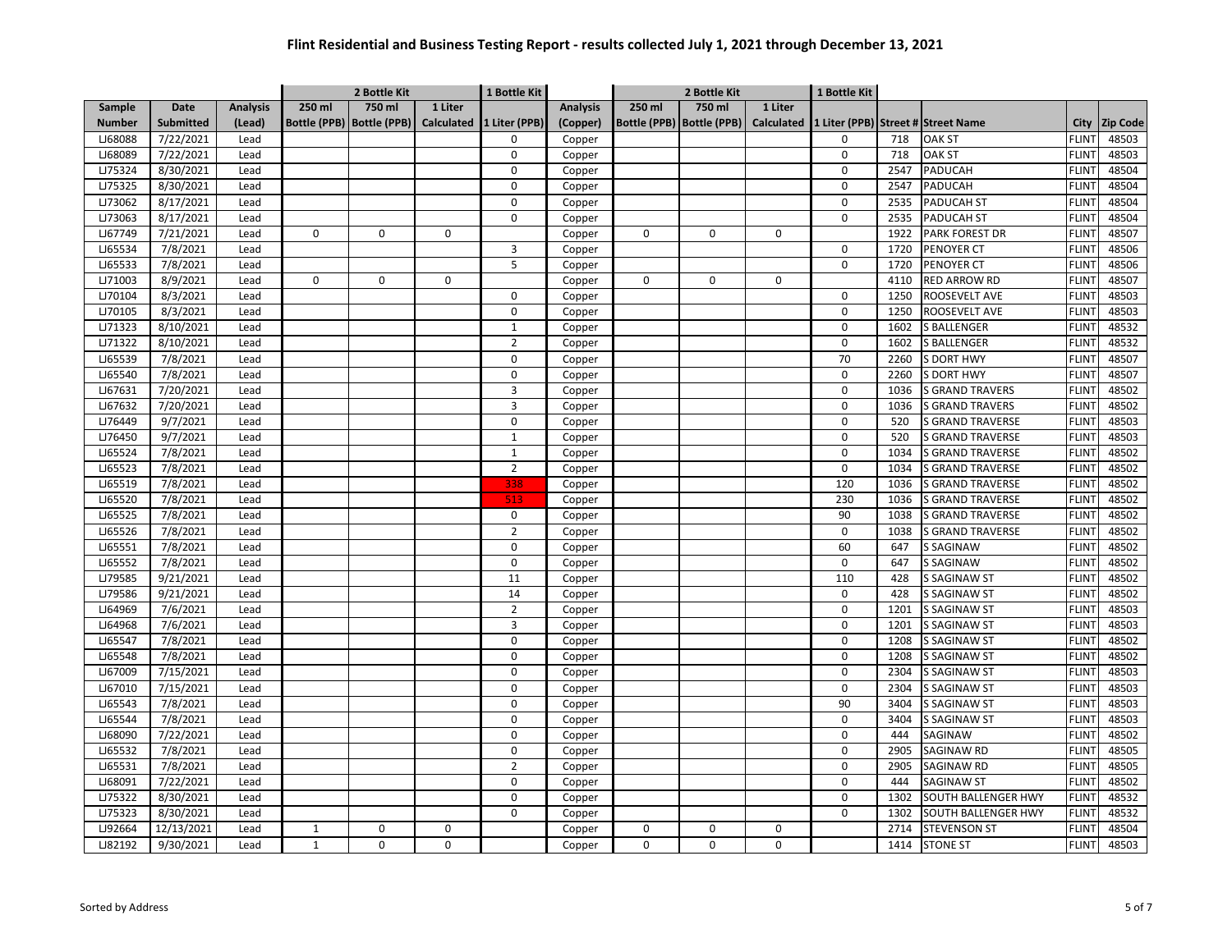# Flint Residential and Business Testing Report - results collected July 1, 2021 through December 13, 2021

| | | | 2 Bottle Kit | | | 1 Bottle Kit | | 2 Bottle Kit | | | 1 Bottle Kit | | | | |
|---|---|---|---|---|---|---|---|---|---|---|---|---|---|---|---|
| Sample Number | Date Submitted | Analysis (Lead) | 250 ml Bottle (PPB) | 750 ml Bottle (PPB) | 1 Liter Calculated | 1 Liter (PPB) | Analysis (Copper) | 250 ml Bottle (PPB) | 750 ml Bottle (PPB) | 1 Liter Calculated | 1 Liter (PPB) | Street # | Street Name | City | Zip Code |
| LJ68088 | 7/22/2021 | Lead | | | | 0 | Copper | | | | 0 | 718 | OAK ST | FLINT | 48503 |
| LJ68089 | 7/22/2021 | Lead | | | | 0 | Copper | | | | 0 | 718 | OAK ST | FLINT | 48503 |
| LJ75324 | 8/30/2021 | Lead | | | | 0 | Copper | | | | 0 | 2547 | PADUCAH | FLINT | 48504 |
| LJ75325 | 8/30/2021 | Lead | | | | 0 | Copper | | | | 0 | 2547 | PADUCAH | FLINT | 48504 |
| LJ73062 | 8/17/2021 | Lead | | | | 0 | Copper | | | | 0 | 2535 | PADUCAH ST | FLINT | 48504 |
| LJ73063 | 8/17/2021 | Lead | | | | 0 | Copper | | | | 0 | 2535 | PADUCAH ST | FLINT | 48504 |
| LJ67749 | 7/21/2021 | Lead | 0 | 0 | 0 | | Copper | 0 | 0 | 0 | | 1922 | PARK FOREST DR | FLINT | 48507 |
| LJ65534 | 7/8/2021 | Lead | | | | 3 | Copper | | | | 0 | 1720 | PENOYER CT | FLINT | 48506 |
| LJ65533 | 7/8/2021 | Lead | | | | 5 | Copper | | | | 0 | 1720 | PENOYER CT | FLINT | 48506 |
| LJ71003 | 8/9/2021 | Lead | 0 | 0 | 0 | | Copper | 0 | 0 | 0 | | 4110 | RED ARROW RD | FLINT | 48507 |
| LJ70104 | 8/3/2021 | Lead | | | | 0 | Copper | | | | 0 | 1250 | ROOSEVELT AVE | FLINT | 48503 |
| LJ70105 | 8/3/2021 | Lead | | | | 0 | Copper | | | | 0 | 1250 | ROOSEVELT AVE | FLINT | 48503 |
| LJ71323 | 8/10/2021 | Lead | | | | 1 | Copper | | | | 0 | 1602 | S BALLENGER | FLINT | 48532 |
| LJ71322 | 8/10/2021 | Lead | | | | 2 | Copper | | | | 0 | 1602 | S BALLENGER | FLINT | 48532 |
| LJ65539 | 7/8/2021 | Lead | | | | 0 | Copper | | | | 70 | 2260 | S DORT HWY | FLINT | 48507 |
| LJ65540 | 7/8/2021 | Lead | | | | 0 | Copper | | | | 0 | 2260 | S DORT HWY | FLINT | 48507 |
| LJ67631 | 7/20/2021 | Lead | | | | 3 | Copper | | | | 0 | 1036 | S GRAND TRAVERS | FLINT | 48502 |
| LJ67632 | 7/20/2021 | Lead | | | | 3 | Copper | | | | 0 | 1036 | S GRAND TRAVERS | FLINT | 48502 |
| LJ76449 | 9/7/2021 | Lead | | | | 0 | Copper | | | | 0 | 520 | S GRAND TRAVERSE | FLINT | 48503 |
| LJ76450 | 9/7/2021 | Lead | | | | 1 | Copper | | | | 0 | 520 | S GRAND TRAVERSE | FLINT | 48503 |
| LJ65524 | 7/8/2021 | Lead | | | | 1 | Copper | | | | 0 | 1034 | S GRAND TRAVERSE | FLINT | 48502 |
| LJ65523 | 7/8/2021 | Lead | | | | 2 | Copper | | | | 0 | 1034 | S GRAND TRAVERSE | FLINT | 48502 |
| LJ65519 | 7/8/2021 | Lead | | | | 338 | Copper | | | | 120 | 1036 | S GRAND TRAVERSE | FLINT | 48502 |
| LJ65520 | 7/8/2021 | Lead | | | | 513 | Copper | | | | 230 | 1036 | S GRAND TRAVERSE | FLINT | 48502 |
| LJ65525 | 7/8/2021 | Lead | | | | 0 | Copper | | | | 90 | 1038 | S GRAND TRAVERSE | FLINT | 48502 |
| LJ65526 | 7/8/2021 | Lead | | | | 2 | Copper | | | | 0 | 1038 | S GRAND TRAVERSE | FLINT | 48502 |
| LJ65551 | 7/8/2021 | Lead | | | | 0 | Copper | | | | 60 | 647 | S SAGINAW | FLINT | 48502 |
| LJ65552 | 7/8/2021 | Lead | | | | 0 | Copper | | | | 0 | 647 | S SAGINAW | FLINT | 48502 |
| LJ79585 | 9/21/2021 | Lead | | | | 11 | Copper | | | | 110 | 428 | S SAGINAW ST | FLINT | 48502 |
| LJ79586 | 9/21/2021 | Lead | | | | 14 | Copper | | | | 0 | 428 | S SAGINAW ST | FLINT | 48502 |
| LJ64969 | 7/6/2021 | Lead | | | | 2 | Copper | | | | 0 | 1201 | S SAGINAW ST | FLINT | 48503 |
| LJ64968 | 7/6/2021 | Lead | | | | 3 | Copper | | | | 0 | 1201 | S SAGINAW ST | FLINT | 48503 |
| LJ65547 | 7/8/2021 | Lead | | | | 0 | Copper | | | | 0 | 1208 | S SAGINAW ST | FLINT | 48502 |
| LJ65548 | 7/8/2021 | Lead | | | | 0 | Copper | | | | 0 | 1208 | S SAGINAW ST | FLINT | 48502 |
| LJ67009 | 7/15/2021 | Lead | | | | 0 | Copper | | | | 0 | 2304 | S SAGINAW ST | FLINT | 48503 |
| LJ67010 | 7/15/2021 | Lead | | | | 0 | Copper | | | | 0 | 2304 | S SAGINAW ST | FLINT | 48503 |
| LJ65543 | 7/8/2021 | Lead | | | | 0 | Copper | | | | 90 | 3404 | S SAGINAW ST | FLINT | 48503 |
| LJ65544 | 7/8/2021 | Lead | | | | 0 | Copper | | | | 0 | 3404 | S SAGINAW ST | FLINT | 48503 |
| LJ68090 | 7/22/2021 | Lead | | | | 0 | Copper | | | | 0 | 444 | SAGINAW | FLINT | 48502 |
| LJ65532 | 7/8/2021 | Lead | | | | 0 | Copper | | | | 0 | 2905 | SAGINAW RD | FLINT | 48505 |
| LJ65531 | 7/8/2021 | Lead | | | | 2 | Copper | | | | 0 | 2905 | SAGINAW RD | FLINT | 48505 |
| LJ68091 | 7/22/2021 | Lead | | | | 0 | Copper | | | | 0 | 444 | SAGINAW ST | FLINT | 48502 |
| LJ75322 | 8/30/2021 | Lead | | | | 0 | Copper | | | | 0 | 1302 | SOUTH BALLENGER HWY | FLINT | 48532 |
| LJ75323 | 8/30/2021 | Lead | | | | 0 | Copper | | | | 0 | 1302 | SOUTH BALLENGER HWY | FLINT | 48532 |
| LJ92664 | 12/13/2021 | Lead | 1 | 0 | 0 | | Copper | 0 | 0 | 0 | | 2714 | STEVENSON ST | FLINT | 48504 |
| LJ82192 | 9/30/2021 | Lead | 1 | 0 | 0 | | Copper | 0 | 0 | 0 | | 1414 | STONE ST | FLINT | 48503 |

Sorted by Address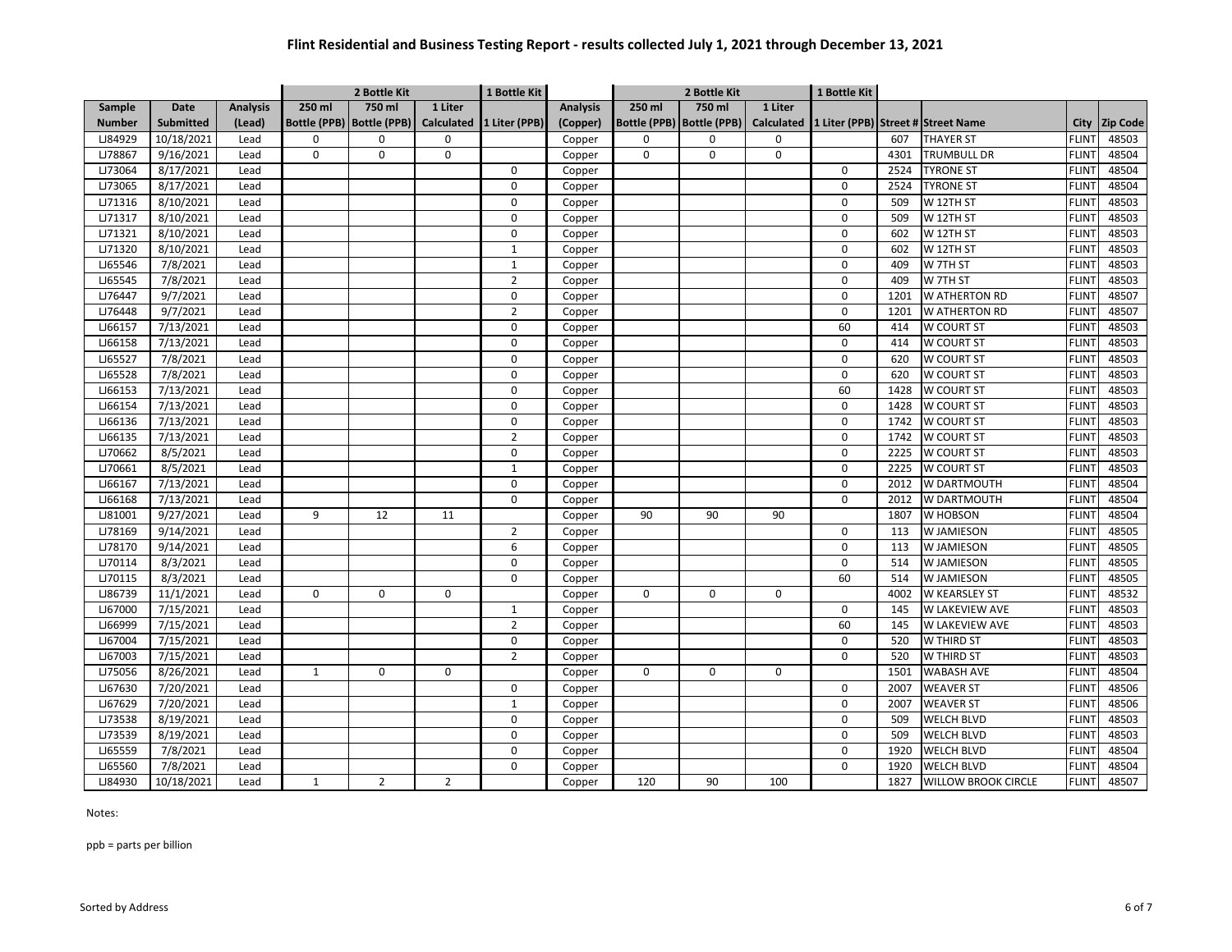# Flint Residential and Business Testing Report - results collected July 1, 2021 through December 13, 2021

| Sample | Date | Analysis | 2 Bottle Kit | | | 1 Bottle Kit | Analysis | 2 Bottle Kit | | | 1 Bottle Kit | | | | |
|---|---|---|---|---|---|---|---|---|---|---|---|---|---|---|---|
| Number | Submitted | (Lead) | 250 ml Bottle (PPB) | 750 ml Bottle (PPB) | 1 Liter Calculated | 1 Liter (PPB) | (Copper) | 250 ml Bottle (PPB) | 750 ml Bottle (PPB) | 1 Liter Calculated | 1 Liter (PPB) | Street # | Street Name | City | Zip Code |
| LJ84929 | 10/18/2021 | Lead | 0 | 0 | 0 | | Copper | 0 | 0 | 0 | | 607 | THAYER ST | FLINT | 48503 |
| LJ78867 | 9/16/2021 | Lead | 0 | 0 | 0 | | Copper | 0 | 0 | 0 | | 4301 | TRUMBULL DR | FLINT | 48504 |
| LJ73064 | 8/17/2021 | Lead | | | | 0 | Copper | | | | 0 | 2524 | TYRONE ST | FLINT | 48504 |
| LJ73065 | 8/17/2021 | Lead | | | | 0 | Copper | | | | 0 | 2524 | TYRONE ST | FLINT | 48504 |
| LJ71316 | 8/10/2021 | Lead | | | | 0 | Copper | | | | 0 | 509 | W 12TH ST | FLINT | 48503 |
| LJ71317 | 8/10/2021 | Lead | | | | 0 | Copper | | | | 0 | 509 | W 12TH ST | FLINT | 48503 |
| LJ71321 | 8/10/2021 | Lead | | | | 0 | Copper | | | | 0 | 602 | W 12TH ST | FLINT | 48503 |
| LJ71320 | 8/10/2021 | Lead | | | | 1 | Copper | | | | 0 | 602 | W 12TH ST | FLINT | 48503 |
| LJ65546 | 7/8/2021 | Lead | | | | 1 | Copper | | | | 0 | 409 | W 7TH ST | FLINT | 48503 |
| LJ65545 | 7/8/2021 | Lead | | | | 2 | Copper | | | | 0 | 409 | W 7TH ST | FLINT | 48503 |
| LJ76447 | 9/7/2021 | Lead | | | | 0 | Copper | | | | 0 | 1201 | W ATHERTON RD | FLINT | 48507 |
| LJ76448 | 9/7/2021 | Lead | | | | 2 | Copper | | | | 0 | 1201 | W ATHERTON RD | FLINT | 48507 |
| LJ66157 | 7/13/2021 | Lead | | | | 0 | Copper | | | | 60 | 414 | W COURT ST | FLINT | 48503 |
| LJ66158 | 7/13/2021 | Lead | | | | 0 | Copper | | | | 0 | 414 | W COURT ST | FLINT | 48503 |
| LJ65527 | 7/8/2021 | Lead | | | | 0 | Copper | | | | 0 | 620 | W COURT ST | FLINT | 48503 |
| LJ65528 | 7/8/2021 | Lead | | | | 0 | Copper | | | | 0 | 620 | W COURT ST | FLINT | 48503 |
| LJ66153 | 7/13/2021 | Lead | | | | 0 | Copper | | | | 60 | 1428 | W COURT ST | FLINT | 48503 |
| LJ66154 | 7/13/2021 | Lead | | | | 0 | Copper | | | | 0 | 1428 | W COURT ST | FLINT | 48503 |
| LJ66136 | 7/13/2021 | Lead | | | | 0 | Copper | | | | 0 | 1742 | W COURT ST | FLINT | 48503 |
| LJ66135 | 7/13/2021 | Lead | | | | 2 | Copper | | | | 0 | 1742 | W COURT ST | FLINT | 48503 |
| LJ70662 | 8/5/2021 | Lead | | | | 0 | Copper | | | | 0 | 2225 | W COURT ST | FLINT | 48503 |
| LJ70661 | 8/5/2021 | Lead | | | | 1 | Copper | | | | 0 | 2225 | W COURT ST | FLINT | 48503 |
| LJ66167 | 7/13/2021 | Lead | | | | 0 | Copper | | | | 0 | 2012 | W DARTMOUTH | FLINT | 48504 |
| LJ66168 | 7/13/2021 | Lead | | | | 0 | Copper | | | | 0 | 2012 | W DARTMOUTH | FLINT | 48504 |
| LJ81001 | 9/27/2021 | Lead | 9 | 12 | 11 | | Copper | 90 | 90 | 90 | | 1807 | W HOBSON | FLINT | 48504 |
| LJ78169 | 9/14/2021 | Lead | | | | 2 | Copper | | | | 0 | 113 | W JAMIESON | FLINT | 48505 |
| LJ78170 | 9/14/2021 | Lead | | | | 6 | Copper | | | | 0 | 113 | W JAMIESON | FLINT | 48505 |
| LJ70114 | 8/3/2021 | Lead | | | | 0 | Copper | | | | 0 | 514 | W JAMIESON | FLINT | 48505 |
| LJ70115 | 8/3/2021 | Lead | | | | 0 | Copper | | | | 60 | 514 | W JAMIESON | FLINT | 48505 |
| LJ86739 | 11/1/2021 | Lead | 0 | 0 | 0 | | Copper | 0 | 0 | 0 | | 4002 | W KEARSLEY ST | FLINT | 48532 |
| LJ67000 | 7/15/2021 | Lead | | | | 1 | Copper | | | | 0 | 145 | W LAKEVIEW AVE | FLINT | 48503 |
| LJ66999 | 7/15/2021 | Lead | | | | 2 | Copper | | | | 60 | 145 | W LAKEVIEW AVE | FLINT | 48503 |
| LJ67004 | 7/15/2021 | Lead | | | | 0 | Copper | | | | 0 | 520 | W THIRD ST | FLINT | 48503 |
| LJ67003 | 7/15/2021 | Lead | | | | 2 | Copper | | | | 0 | 520 | W THIRD ST | FLINT | 48503 |
| LJ75056 | 8/26/2021 | Lead | 1 | 0 | 0 | | Copper | 0 | 0 | 0 | | 1501 | WABASH AVE | FLINT | 48504 |
| LJ67630 | 7/20/2021 | Lead | | | | 0 | Copper | | | | 0 | 2007 | WEAVER ST | FLINT | 48506 |
| LJ67629 | 7/20/2021 | Lead | | | | 1 | Copper | | | | 0 | 2007 | WEAVER ST | FLINT | 48506 |
| LJ73538 | 8/19/2021 | Lead | | | | 0 | Copper | | | | 0 | 509 | WELCH BLVD | FLINT | 48503 |
| LJ73539 | 8/19/2021 | Lead | | | | 0 | Copper | | | | 0 | 509 | WELCH BLVD | FLINT | 48503 |
| LJ65559 | 7/8/2021 | Lead | | | | 0 | Copper | | | | 0 | 1920 | WELCH BLVD | FLINT | 48504 |
| LJ65560 | 7/8/2021 | Lead | | | | 0 | Copper | | | | 0 | 1920 | WELCH BLVD | FLINT | 48504 |
| LJ84930 | 10/18/2021 | Lead | 1 | 2 | 2 | | Copper | 120 | 90 | 100 | | 1827 | WILLOW BROOK CIRCLE | FLINT | 48507 |

Notes:

ppb = parts per billion

Sorted by Address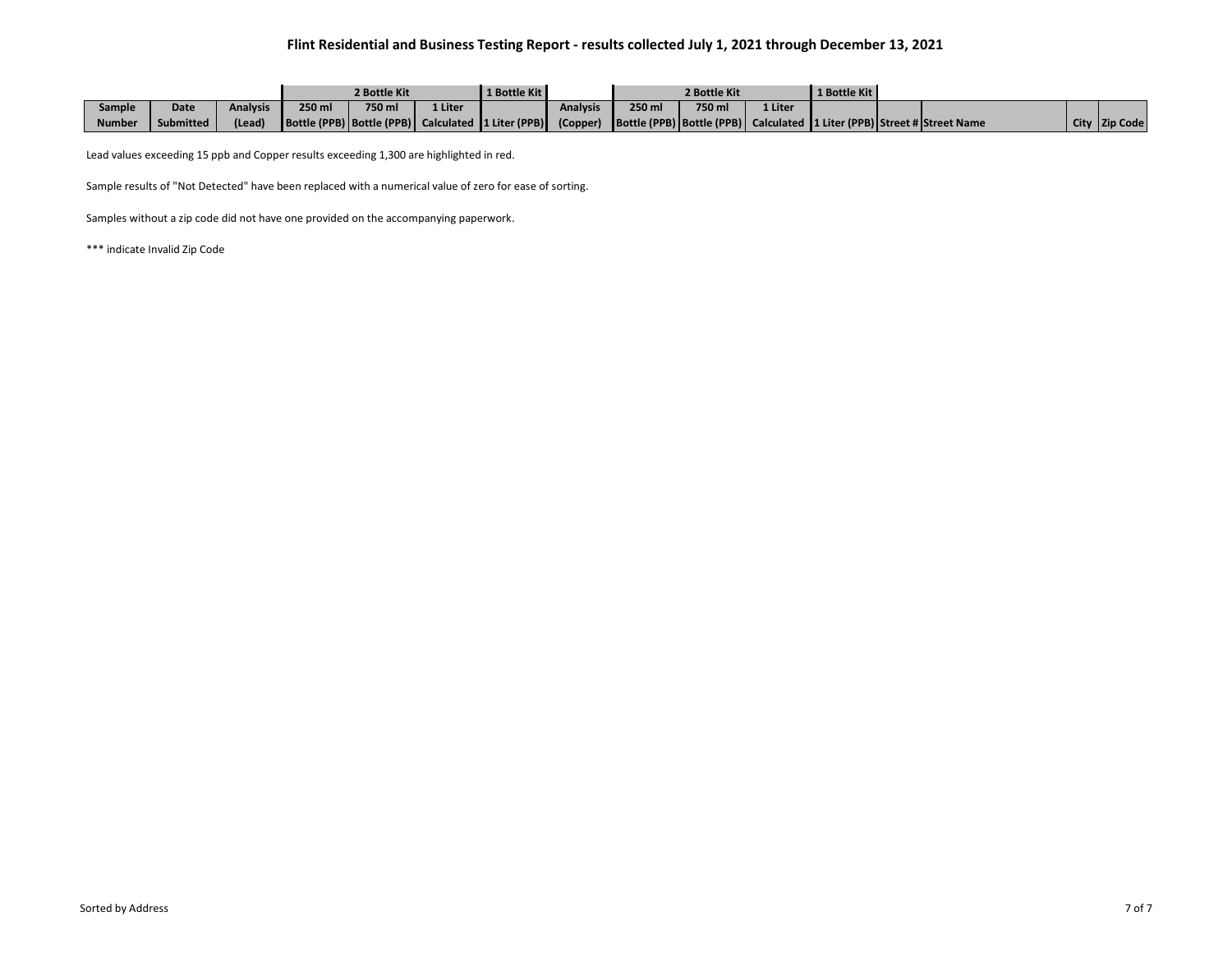# Flint Residential and Business Testing Report - results collected July 1, 2021 through December 13, 2021

| | | | 2 Bottle Kit | | | 1 Bottle Kit | | 2 Bottle Kit | | | 1 Bottle Kit | | | | |
|---|---|---|---|---|---|---|---|---|---|---|---|---|---|---|---|
| Sample Number | Date Submitted | Analysis (Lead) | 250 ml Bottle (PPB) | 750 ml Bottle (PPB) | 1 Liter Calculated | 1 Liter (PPB) | Analysis (Copper) | 250 ml Bottle (PPB) | 750 ml Bottle (PPB) | 1 Liter Calculated | 1 Liter (PPB) | Street # | Street Name | City | Zip Code |

Lead values exceeding 15 ppb and Copper results exceeding 1,300 are highlighted in red.

Sample results of "Not Detected" have been replaced with a numerical value of zero for ease of sorting.

Samples without a zip code did not have one provided on the accompanying paperwork.

*** indicate Invalid Zip Code

Sorted by Address